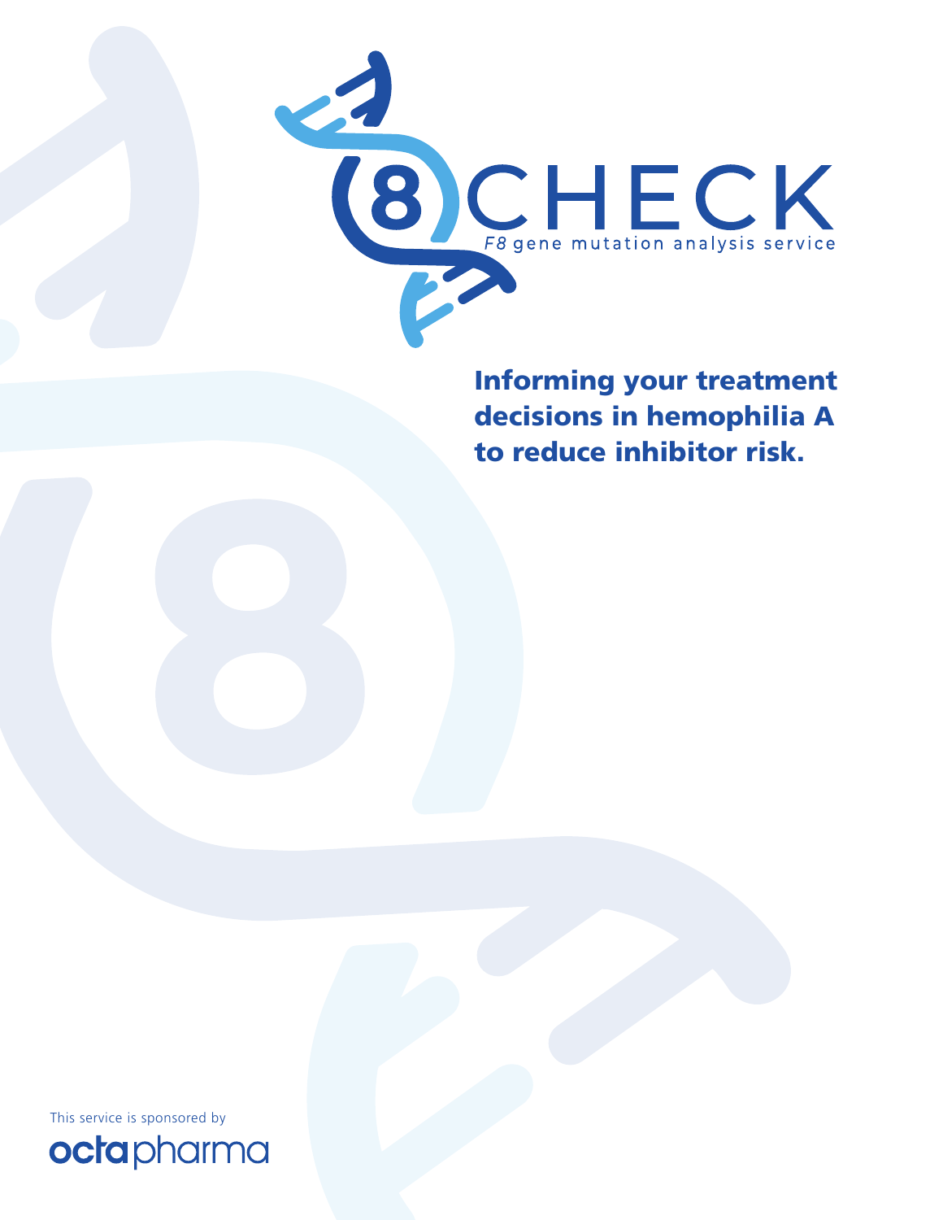# 8CHECK

*F8* gene mutation analysis service

## Informing your treatment decisions in hemophilia A to reduce inhibitor risk.

This service is sponsored by

octapharma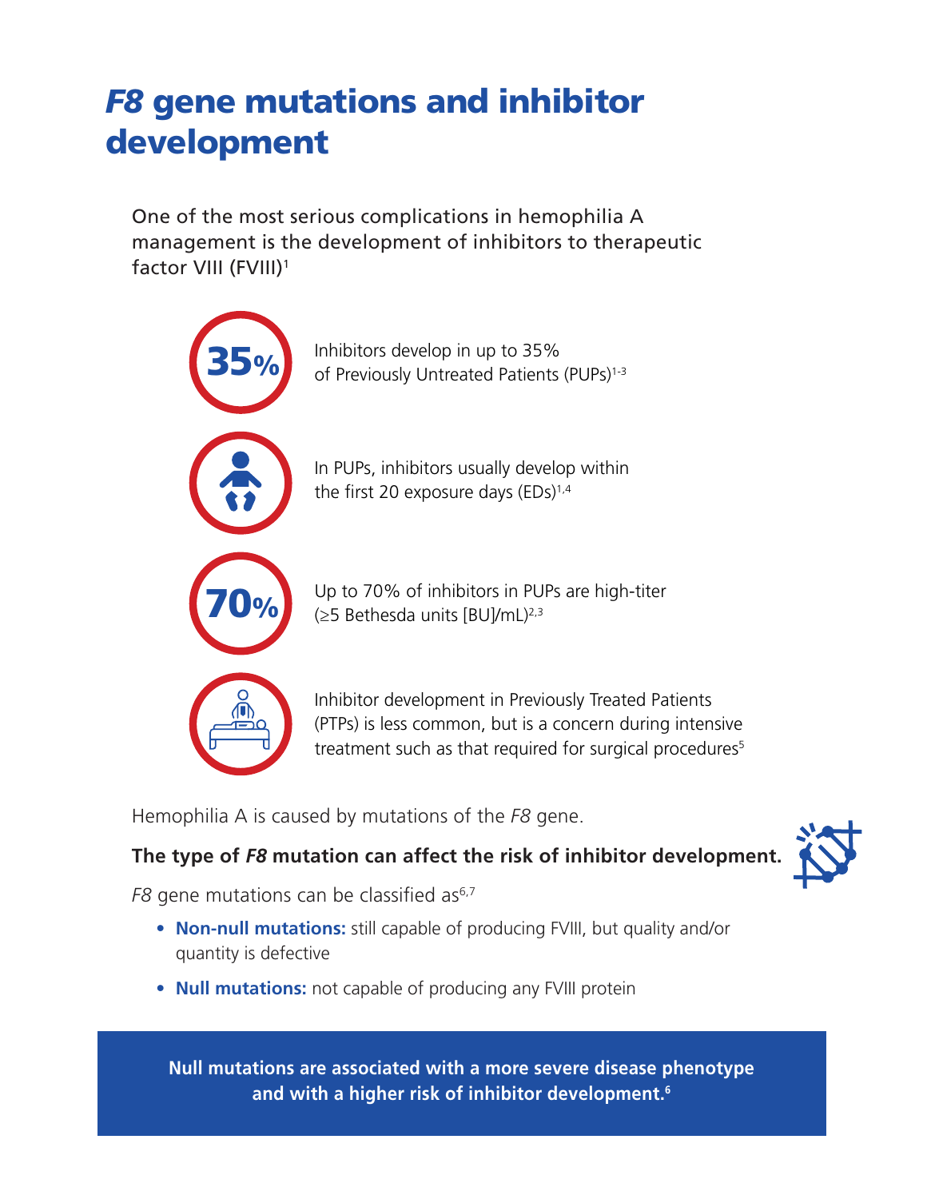# *F8* gene mutations and inhibitor development

One of the most serious complications in hemophilia A management is the development of inhibitors to therapeutic factor VIII (FVIII)[1]

**35%** Inhibitors develop in up to 35% of Previously Untreated Patients (PUPs)[1-3]

In PUPs, inhibitors usually develop within the first 20 exposure days (EDs)[1,4]

**70%** Up to 70% of inhibitors in PUPs are high-titer (≥5 Bethesda units [BU]/mL)[2,3]

Inhibitor development in Previously Treated Patients (PTPs) is less common, but is a concern during intensive treatment such as that required for surgical procedures[5]

Hemophilia A is caused by mutations of the *F8* gene.

**The type of *F8* mutation can affect the risk of inhibitor development.**

*F8* gene mutations can be classified as[6,7]

- **Non-null mutations:** still capable of producing FVIII, but quality and/or quantity is defective
- **Null mutations:** not capable of producing any FVIII protein

**Null mutations are associated with a more severe disease phenotype and with a higher risk of inhibitor development.[6]**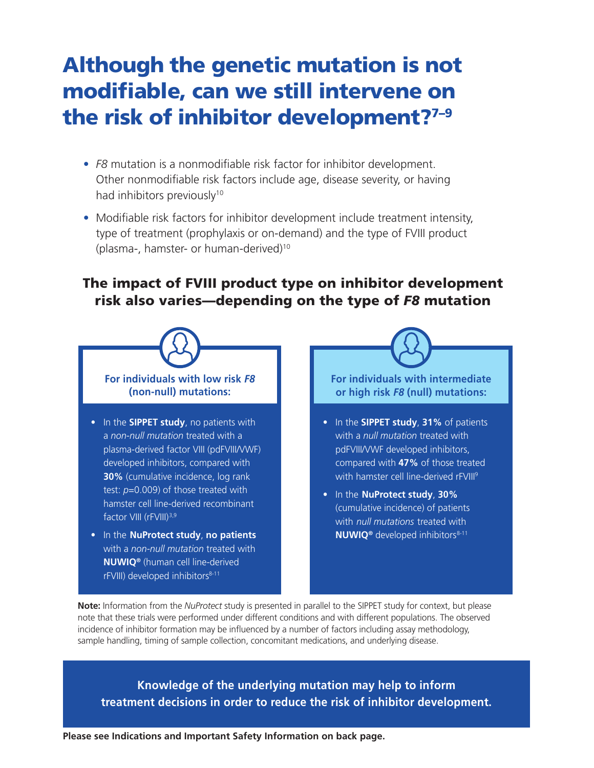# Although the genetic mutation is not modifiable, can we still intervene on the risk of inhibitor development?[7–9]

- *F8* mutation is a nonmodifiable risk factor for inhibitor development. Other nonmodifiable risk factors include age, disease severity, or having had inhibitors previously[10]
- Modifiable risk factors for inhibitor development include treatment intensity, type of treatment (prophylaxis or on-demand) and the type of FVIII product (plasma-, hamster- or human-derived)[10]

## The impact of FVIII product type on inhibitor development risk also varies—depending on the type of *F8* mutation

### For individuals with low risk *F8* (non-null) mutations:

- In the **SIPPET study**, no patients with a *non-null mutation* treated with a plasma-derived factor VIII (pdFVIII/VWF) developed inhibitors, compared with **30%** (cumulative incidence, log rank test: $p$=0.009) of those treated with hamster cell line-derived recombinant factor VIII (rFVIII)[3,9]
- In the **NuProtect study**, **no patients** with a *non-null mutation* treated with **NUWIQ®** (human cell line-derived rFVIII) developed inhibitors[8-11]

### For individuals with intermediate or high risk *F8* (null) mutations:

- In the **SIPPET study**, **31%** of patients with a *null mutation* treated with pdFVIII/VWF developed inhibitors, compared with **47%** of those treated with hamster cell line-derived rFVIII[9]
- In the **NuProtect study**, **30%** (cumulative incidence) of patients with *null mutations* treated with **NUWIQ®** developed inhibitors[8-11]

**Note:** Information from the *NuProtect* study is presented in parallel to the SIPPET study for context, but please note that these trials were performed under different conditions and with different populations. The observed incidence of inhibitor formation may be influenced by a number of factors including assay methodology, sample handling, timing of sample collection, concomitant medications, and underlying disease.

**Knowledge of the underlying mutation may help to inform treatment decisions in order to reduce the risk of inhibitor development.**

**Please see Indications and Important Safety Information on back page.**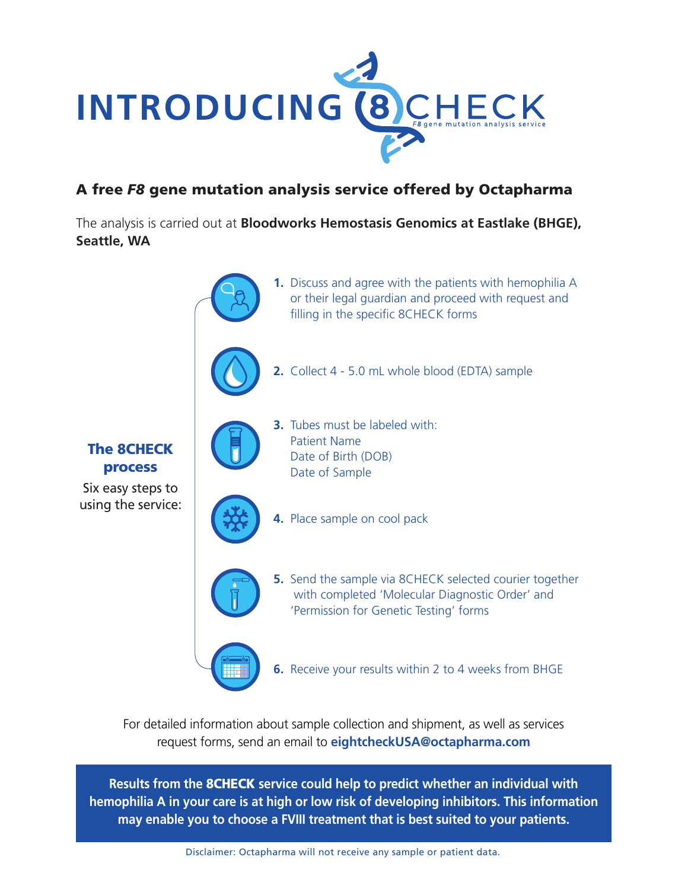# INTRODUCING 8CHECK

*F8 gene mutation analysis service*

## A free *F8* gene mutation analysis service offered by Octapharma

The analysis is carried out at **Bloodworks Hemostasis Genomics at Eastlake (BHGE), Seattle, WA**

### The 8CHECK process

Six easy steps to using the service:

1. Discuss and agree with the patients with hemophilia A or their legal guardian and proceed with request and filling in the specific 8CHECK forms
2. Collect 4 - 5.0 mL whole blood (EDTA) sample
3. Tubes must be labeled with:
   Patient Name
   Date of Birth (DOB)
   Date of Sample
4. Place sample on cool pack
5. Send the sample via 8CHECK selected courier together with completed 'Molecular Diagnostic Order' and 'Permission for Genetic Testing' forms
6. Receive your results within 2 to 4 weeks from BHGE

For detailed information about sample collection and shipment, as well as services request forms, send an email to **eightcheckUSA@octapharma.com**

**Results from the 8CHECK service could help to predict whether an individual with hemophilia A in your care is at high or low risk of developing inhibitors. This information may enable you to choose a FVIII treatment that is best suited to your patients.**

Disclaimer: Octapharma will not receive any sample or patient data.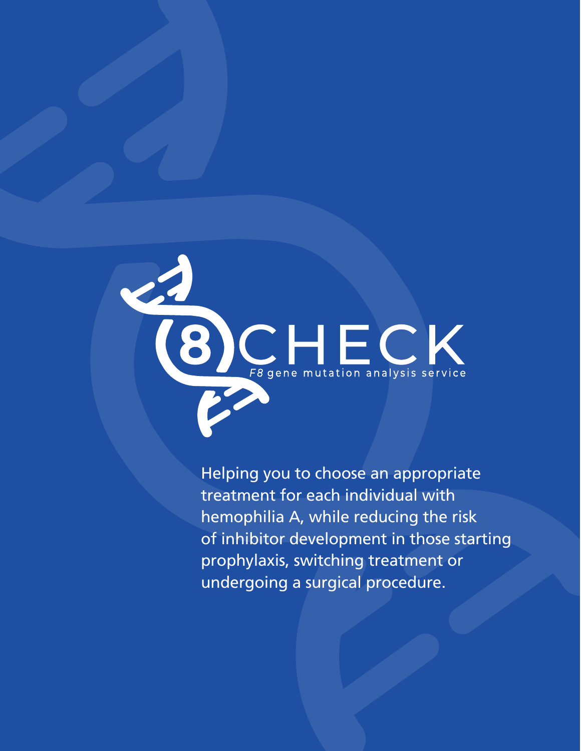# 8CHECK

*F8* gene mutation analysis service

Helping you to choose an appropriate treatment for each individual with hemophilia A, while reducing the risk of inhibitor development in those starting prophylaxis, switching treatment or undergoing a surgical procedure.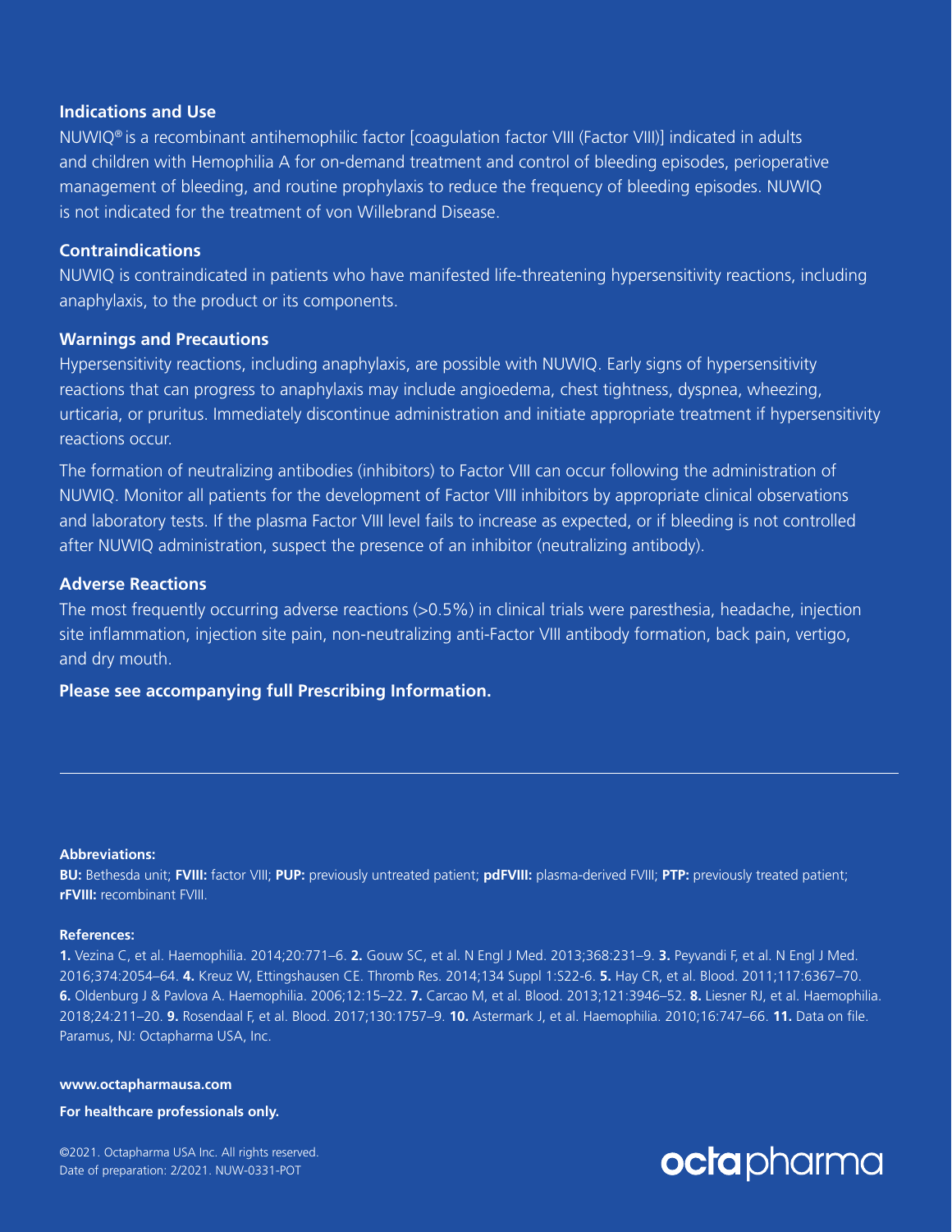### Indications and Use

NUWIQ® is a recombinant antihemophilic factor [coagulation factor VIII (Factor VIII)] indicated in adults and children with Hemophilia A for on-demand treatment and control of bleeding episodes, perioperative management of bleeding, and routine prophylaxis to reduce the frequency of bleeding episodes. NUWIQ is not indicated for the treatment of von Willebrand Disease.

### Contraindications

NUWIQ is contraindicated in patients who have manifested life-threatening hypersensitivity reactions, including anaphylaxis, to the product or its components.

### Warnings and Precautions

Hypersensitivity reactions, including anaphylaxis, are possible with NUWIQ. Early signs of hypersensitivity reactions that can progress to anaphylaxis may include angioedema, chest tightness, dyspnea, wheezing, urticaria, or pruritus. Immediately discontinue administration and initiate appropriate treatment if hypersensitivity reactions occur.

The formation of neutralizing antibodies (inhibitors) to Factor VIII can occur following the administration of NUWIQ. Monitor all patients for the development of Factor VIII inhibitors by appropriate clinical observations and laboratory tests. If the plasma Factor VIII level fails to increase as expected, or if bleeding is not controlled after NUWIQ administration, suspect the presence of an inhibitor (neutralizing antibody).

### Adverse Reactions

The most frequently occurring adverse reactions (>0.5%) in clinical trials were paresthesia, headache, injection site inflammation, injection site pain, non-neutralizing anti-Factor VIII antibody formation, back pain, vertigo, and dry mouth.

**Please see accompanying full Prescribing Information.**

---

**Abbreviations:**

**BU:** Bethesda unit; **FVIII:** factor VIII; **PUP:** previously untreated patient; **pdFVIII:** plasma-derived FVIII; **PTP:** previously treated patient; **rFVIII:** recombinant FVIII.

**References:**

**1.** Vezina C, et al. Haemophilia. 2014;20:771–6. **2.** Gouw SC, et al. N Engl J Med. 2013;368:231–9. **3.** Peyvandi F, et al. N Engl J Med. 2016;374:2054–64. **4.** Kreuz W, Ettingshausen CE. Thromb Res. 2014;134 Suppl 1:S22-6. **5.** Hay CR, et al. Blood. 2011;117:6367–70. **6.** Oldenburg J & Pavlova A. Haemophilia. 2006;12:15–22. **7.** Carcao M, et al. Blood. 2013;121:3946–52. **8.** Liesner RJ, et al. Haemophilia. 2018;24:211–20. **9.** Rosendaal F, et al. Blood. 2017;130:1757–9. **10.** Astermark J, et al. Haemophilia. 2010;16:747–66. **11.** Data on file. Paramus, NJ: Octapharma USA, Inc.

**www.octapharmausa.com**

**For healthcare professionals only.**

©2021. Octapharma USA Inc. All rights reserved.
Date of preparation: 2/2021. NUW-0331-POT

octapharma